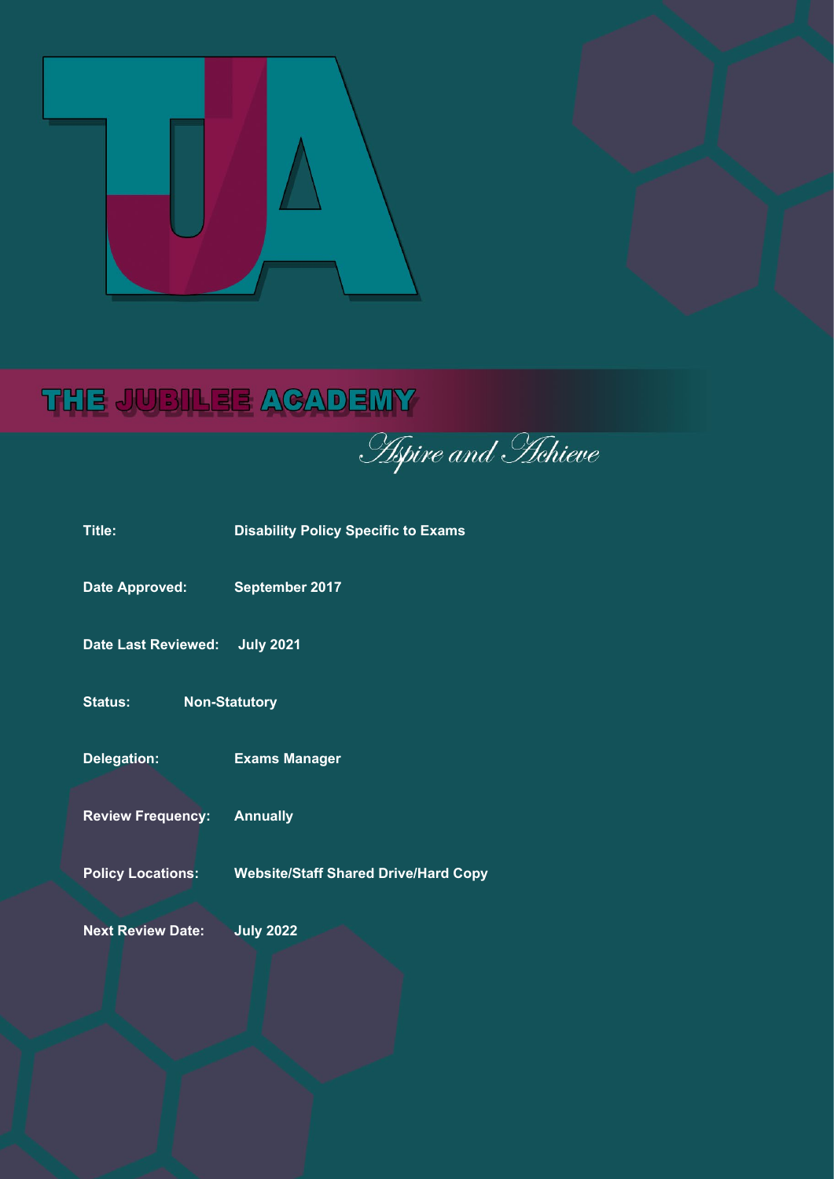# THE JUBILEE ACADEMY

*Aspire and Achieve*

| | |
|---|---|
| **Title:** | **Disability Policy Specific to Exams** |
| **Date Approved:** | **September 2017** |
| **Date Last Reviewed:** | **July 2021** |
| **Status:** | **Non-Statutory** |
| **Delegation:** | **Exams Manager** |
| **Review Frequency:** | **Annually** |
| **Policy Locations:** | **Website/Staff Shared Drive/Hard Copy** |
| **Next Review Date:** | **July 2022** |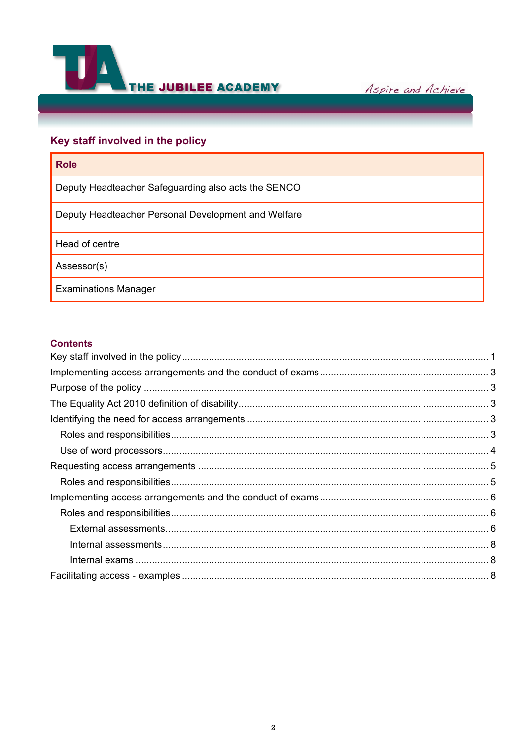## Key staff involved in the policy

| Role |
| --- |
| Deputy Headteacher Safeguarding also acts the SENCO |
| Deputy Headteacher Personal Development and Welfare |
| Head of centre |
| Assessor(s) |
| Examinations Manager |

## Contents

Key staff involved in the policy ........ 1
Implementing access arrangements and the conduct of exams ........ 3
Purpose of the policy ........ 3
The Equality Act 2010 definition of disability ........ 3
Identifying the need for access arrangements ........ 3
- Roles and responsibilities ........ 3
- Use of word processors ........ 4

Requesting access arrangements ........ 5
- Roles and responsibilities ........ 5

Implementing access arrangements and the conduct of exams ........ 6
- Roles and responsibilities ........ 6
  - External assessments ........ 6
  - Internal assessments ........ 8
  - Internal exams ........ 8

Facilitating access - examples ........ 8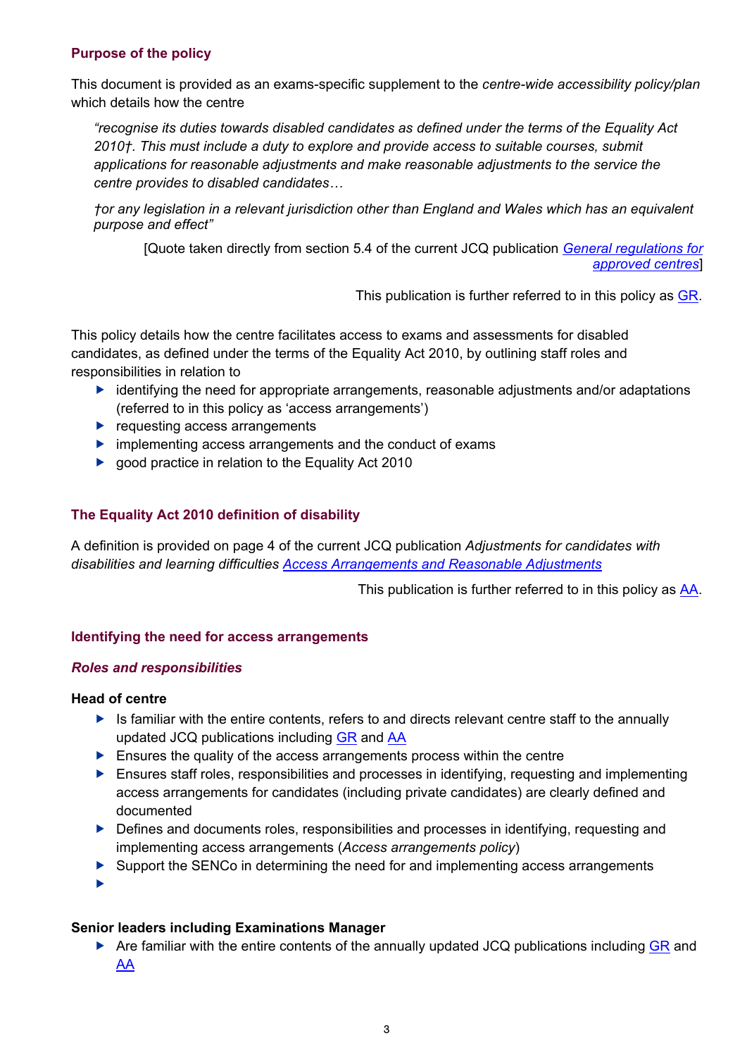## Purpose of the policy

This document is provided as an exams-specific supplement to the *centre-wide accessibility policy/plan* which details how the centre

> *"recognise its duties towards disabled candidates as defined under the terms of the Equality Act 2010†. This must include a duty to explore and provide access to suitable courses, submit applications for reasonable adjustments and make reasonable adjustments to the service the centre provides to disabled candidates…*
>
> *†or any legislation in a relevant jurisdiction other than England and Wales which has an equivalent purpose and effect"*

[Quote taken directly from section 5.4 of the current JCQ publication *General regulations for approved centres*]

This publication is further referred to in this policy as GR.

This policy details how the centre facilitates access to exams and assessments for disabled candidates, as defined under the terms of the Equality Act 2010, by outlining staff roles and responsibilities in relation to

- identifying the need for appropriate arrangements, reasonable adjustments and/or adaptations (referred to in this policy as 'access arrangements')
- requesting access arrangements
- implementing access arrangements and the conduct of exams
- good practice in relation to the Equality Act 2010

## The Equality Act 2010 definition of disability

A definition is provided on page 4 of the current JCQ publication *Adjustments for candidates with disabilities and learning difficulties Access Arrangements and Reasonable Adjustments*

This publication is further referred to in this policy as AA.

## Identifying the need for access arrangements

### *Roles and responsibilities*

**Head of centre**

- Is familiar with the entire contents, refers to and directs relevant centre staff to the annually updated JCQ publications including GR and AA
- Ensures the quality of the access arrangements process within the centre
- Ensures staff roles, responsibilities and processes in identifying, requesting and implementing access arrangements for candidates (including private candidates) are clearly defined and documented
- Defines and documents roles, responsibilities and processes in identifying, requesting and implementing access arrangements (*Access arrangements policy*)
- Support the SENCo in determining the need for and implementing access arrangements
- 

**Senior leaders including Examinations Manager**

- Are familiar with the entire contents of the annually updated JCQ publications including GR and AA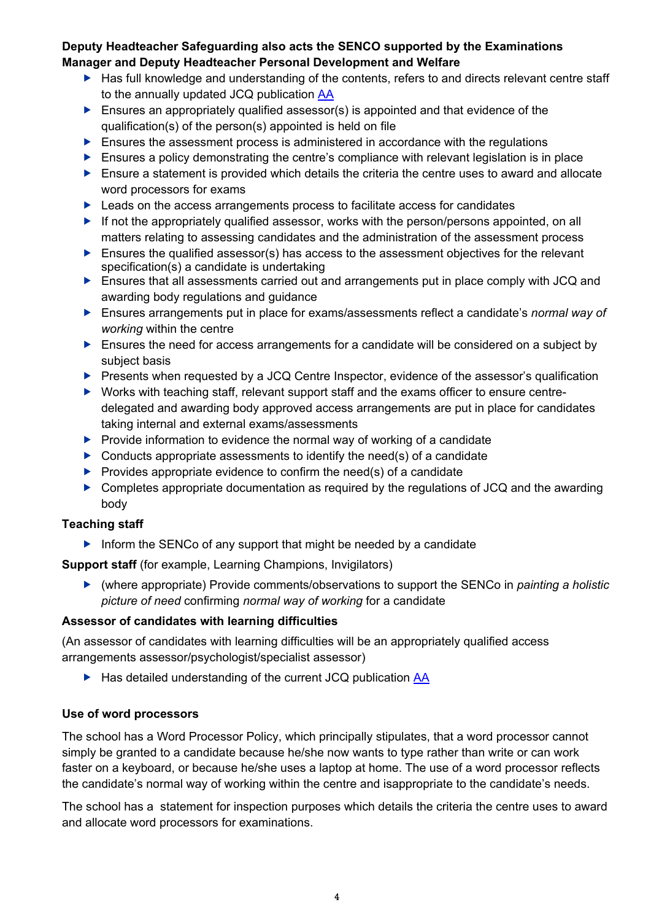**Deputy Headteacher Safeguarding also acts the SENCO supported by the Examinations Manager and Deputy Headteacher Personal Development and Welfare**

- Has full knowledge and understanding of the contents, refers to and directs relevant centre staff to the annually updated JCQ publication [AA](AA)
- Ensures an appropriately qualified assessor(s) is appointed and that evidence of the qualification(s) of the person(s) appointed is held on file
- Ensures the assessment process is administered in accordance with the regulations
- Ensures a policy demonstrating the centre's compliance with relevant legislation is in place
- Ensure a statement is provided which details the criteria the centre uses to award and allocate word processors for exams
- Leads on the access arrangements process to facilitate access for candidates
- If not the appropriately qualified assessor, works with the person/persons appointed, on all matters relating to assessing candidates and the administration of the assessment process
- Ensures the qualified assessor(s) has access to the assessment objectives for the relevant specification(s) a candidate is undertaking
- Ensures that all assessments carried out and arrangements put in place comply with JCQ and awarding body regulations and guidance
- Ensures arrangements put in place for exams/assessments reflect a candidate's *normal way of working* within the centre
- Ensures the need for access arrangements for a candidate will be considered on a subject by subject basis
- Presents when requested by a JCQ Centre Inspector, evidence of the assessor's qualification
- Works with teaching staff, relevant support staff and the exams officer to ensure centre-delegated and awarding body approved access arrangements are put in place for candidates taking internal and external exams/assessments
- Provide information to evidence the normal way of working of a candidate
- Conducts appropriate assessments to identify the need(s) of a candidate
- Provides appropriate evidence to confirm the need(s) of a candidate
- Completes appropriate documentation as required by the regulations of JCQ and the awarding body

**Teaching staff**

- Inform the SENCo of any support that might be needed by a candidate

**Support staff** (for example, Learning Champions, Invigilators)

- (where appropriate) Provide comments/observations to support the SENCo in *painting a holistic picture of need* confirming *normal way of working* for a candidate

**Assessor of candidates with learning difficulties**

(An assessor of candidates with learning difficulties will be an appropriately qualified access arrangements assessor/psychologist/specialist assessor)

- Has detailed understanding of the current JCQ publication [AA](AA)

**Use of word processors**

The school has a Word Processor Policy, which principally stipulates, that a word processor cannot simply be granted to a candidate because he/she now wants to type rather than write or can work faster on a keyboard, or because he/she uses a laptop at home. The use of a word processor reflects the candidate's normal way of working within the centre and isappropriate to the candidate's needs.

The school has a statement for inspection purposes which details the criteria the centre uses to award and allocate word processors for examinations.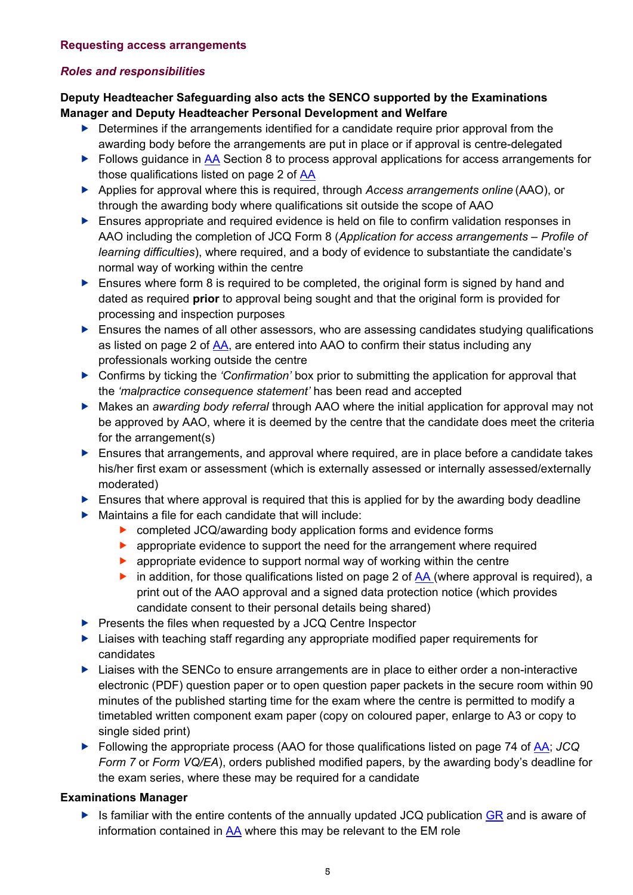## Requesting access arrangements

### *Roles and responsibilities*

**Deputy Headteacher Safeguarding also acts the SENCO supported by the Examinations Manager and Deputy Headteacher Personal Development and Welfare**

- Determines if the arrangements identified for a candidate require prior approval from the awarding body before the arrangements are put in place or if approval is centre-delegated
- Follows guidance in AA Section 8 to process approval applications for access arrangements for those qualifications listed on page 2 of AA
- Applies for approval where this is required, through *Access arrangements online* (AAO), or through the awarding body where qualifications sit outside the scope of AAO
- Ensures appropriate and required evidence is held on file to confirm validation responses in AAO including the completion of JCQ Form 8 (*Application for access arrangements – Profile of learning difficulties*), where required, and a body of evidence to substantiate the candidate's normal way of working within the centre
- Ensures where form 8 is required to be completed, the original form is signed by hand and dated as required **prior** to approval being sought and that the original form is provided for processing and inspection purposes
- Ensures the names of all other assessors, who are assessing candidates studying qualifications as listed on page 2 of AA, are entered into AAO to confirm their status including any professionals working outside the centre
- Confirms by ticking the *'Confirmation'* box prior to submitting the application for approval that the *'malpractice consequence statement'* has been read and accepted
- Makes an *awarding body referral* through AAO where the initial application for approval may not be approved by AAO, where it is deemed by the centre that the candidate does meet the criteria for the arrangement(s)
- Ensures that arrangements, and approval where required, are in place before a candidate takes his/her first exam or assessment (which is externally assessed or internally assessed/externally moderated)
- Ensures that where approval is required that this is applied for by the awarding body deadline
- Maintains a file for each candidate that will include:
  - completed JCQ/awarding body application forms and evidence forms
  - appropriate evidence to support the need for the arrangement where required
  - appropriate evidence to support normal way of working within the centre
  - in addition, for those qualifications listed on page 2 of AA (where approval is required), a print out of the AAO approval and a signed data protection notice (which provides candidate consent to their personal details being shared)
- Presents the files when requested by a JCQ Centre Inspector
- Liaises with teaching staff regarding any appropriate modified paper requirements for candidates
- Liaises with the SENCo to ensure arrangements are in place to either order a non-interactive electronic (PDF) question paper or to open question paper packets in the secure room within 90 minutes of the published starting time for the exam where the centre is permitted to modify a timetabled written component exam paper (copy on coloured paper, enlarge to A3 or copy to single sided print)
- Following the appropriate process (AAO for those qualifications listed on page 74 of AA; *JCQ Form 7* or *Form VQ/EA*), orders published modified papers, by the awarding body's deadline for the exam series, where these may be required for a candidate

**Examinations Manager**

- Is familiar with the entire contents of the annually updated JCQ publication GR and is aware of information contained in AA where this may be relevant to the EM role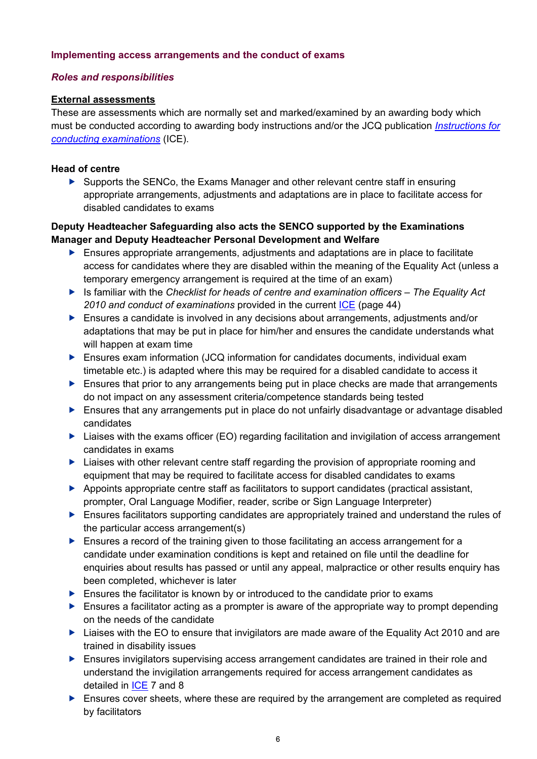## Implementing access arrangements and the conduct of exams

### *Roles and responsibilities*

**External assessments**

These are assessments which are normally set and marked/examined by an awarding body which must be conducted according to awarding body instructions and/or the JCQ publication *Instructions for conducting examinations* (ICE).

**Head of centre**

- Supports the SENCo, the Exams Manager and other relevant centre staff in ensuring appropriate arrangements, adjustments and adaptations are in place to facilitate access for disabled candidates to exams

**Deputy Headteacher Safeguarding also acts the SENCO supported by the Examinations Manager and Deputy Headteacher Personal Development and Welfare**

- Ensures appropriate arrangements, adjustments and adaptations are in place to facilitate access for candidates where they are disabled within the meaning of the Equality Act (unless a temporary emergency arrangement is required at the time of an exam)
- Is familiar with the *Checklist for heads of centre and examination officers – The Equality Act 2010 and conduct of examinations* provided in the current ICE (page 44)
- Ensures a candidate is involved in any decisions about arrangements, adjustments and/or adaptations that may be put in place for him/her and ensures the candidate understands what will happen at exam time
- Ensures exam information (JCQ information for candidates documents, individual exam timetable etc.) is adapted where this may be required for a disabled candidate to access it
- Ensures that prior to any arrangements being put in place checks are made that arrangements do not impact on any assessment criteria/competence standards being tested
- Ensures that any arrangements put in place do not unfairly disadvantage or advantage disabled candidates
- Liaises with the exams officer (EO) regarding facilitation and invigilation of access arrangement candidates in exams
- Liaises with other relevant centre staff regarding the provision of appropriate rooming and equipment that may be required to facilitate access for disabled candidates to exams
- Appoints appropriate centre staff as facilitators to support candidates (practical assistant, prompter, Oral Language Modifier, reader, scribe or Sign Language Interpreter)
- Ensures facilitators supporting candidates are appropriately trained and understand the rules of the particular access arrangement(s)
- Ensures a record of the training given to those facilitating an access arrangement for a candidate under examination conditions is kept and retained on file until the deadline for enquiries about results has passed or until any appeal, malpractice or other results enquiry has been completed, whichever is later
- Ensures the facilitator is known by or introduced to the candidate prior to exams
- Ensures a facilitator acting as a prompter is aware of the appropriate way to prompt depending on the needs of the candidate
- Liaises with the EO to ensure that invigilators are made aware of the Equality Act 2010 and are trained in disability issues
- Ensures invigilators supervising access arrangement candidates are trained in their role and understand the invigilation arrangements required for access arrangement candidates as detailed in ICE 7 and 8
- Ensures cover sheets, where these are required by the arrangement are completed as required by facilitators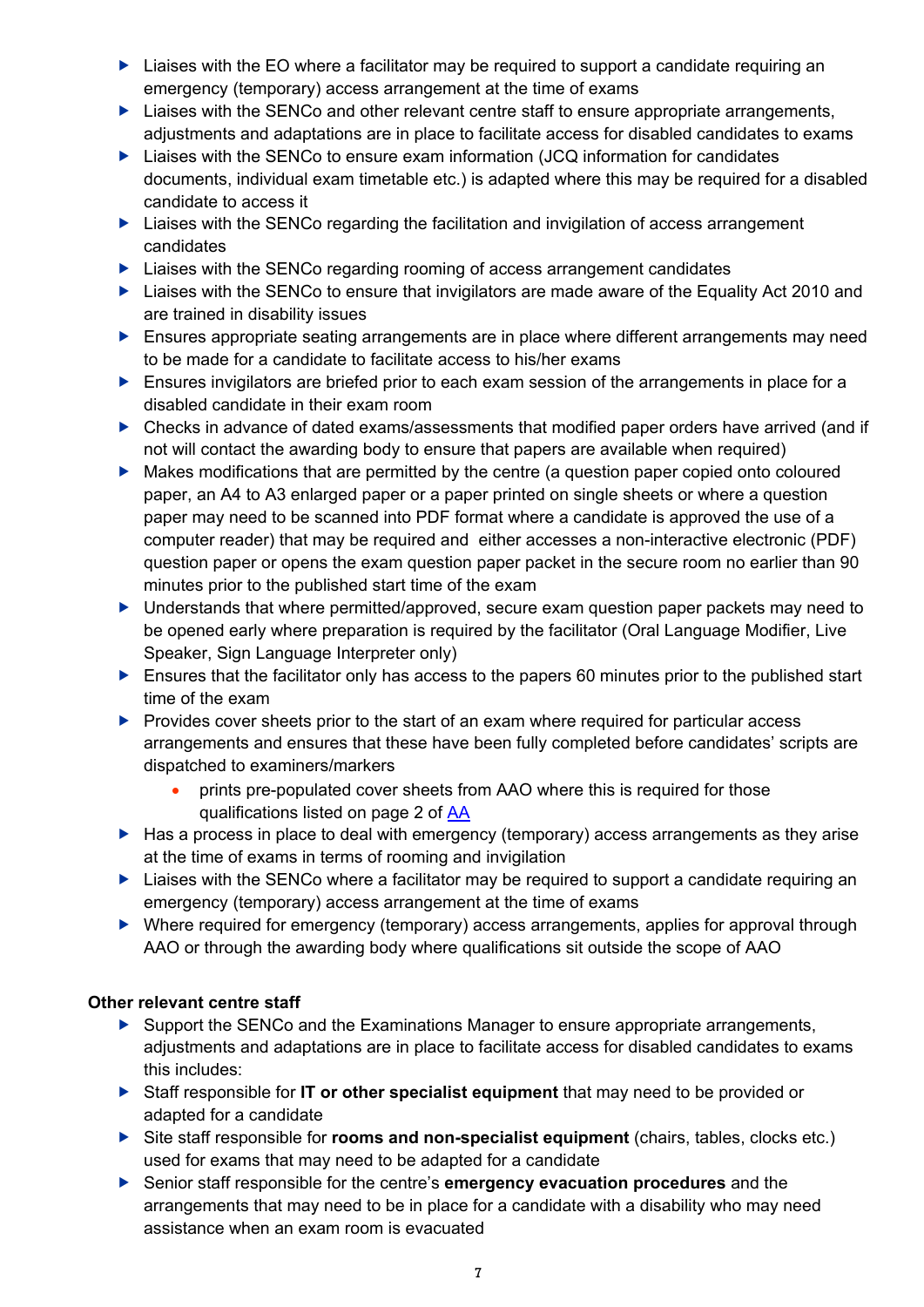- Liaises with the EO where a facilitator may be required to support a candidate requiring an emergency (temporary) access arrangement at the time of exams
- Liaises with the SENCo and other relevant centre staff to ensure appropriate arrangements, adjustments and adaptations are in place to facilitate access for disabled candidates to exams
- Liaises with the SENCo to ensure exam information (JCQ information for candidates documents, individual exam timetable etc.) is adapted where this may be required for a disabled candidate to access it
- Liaises with the SENCo regarding the facilitation and invigilation of access arrangement candidates
- Liaises with the SENCo regarding rooming of access arrangement candidates
- Liaises with the SENCo to ensure that invigilators are made aware of the Equality Act 2010 and are trained in disability issues
- Ensures appropriate seating arrangements are in place where different arrangements may need to be made for a candidate to facilitate access to his/her exams
- Ensures invigilators are briefed prior to each exam session of the arrangements in place for a disabled candidate in their exam room
- Checks in advance of dated exams/assessments that modified paper orders have arrived (and if not will contact the awarding body to ensure that papers are available when required)
- Makes modifications that are permitted by the centre (a question paper copied onto coloured paper, an A4 to A3 enlarged paper or a paper printed on single sheets or where a question paper may need to be scanned into PDF format where a candidate is approved the use of a computer reader) that may be required and either accesses a non-interactive electronic (PDF) question paper or opens the exam question paper packet in the secure room no earlier than 90 minutes prior to the published start time of the exam
- Understands that where permitted/approved, secure exam question paper packets may need to be opened early where preparation is required by the facilitator (Oral Language Modifier, Live Speaker, Sign Language Interpreter only)
- Ensures that the facilitator only has access to the papers 60 minutes prior to the published start time of the exam
- Provides cover sheets prior to the start of an exam where required for particular access arrangements and ensures that these have been fully completed before candidates' scripts are dispatched to examiners/markers
  - prints pre-populated cover sheets from AAO where this is required for those qualifications listed on page 2 of AA
- Has a process in place to deal with emergency (temporary) access arrangements as they arise at the time of exams in terms of rooming and invigilation
- Liaises with the SENCo where a facilitator may be required to support a candidate requiring an emergency (temporary) access arrangement at the time of exams
- Where required for emergency (temporary) access arrangements, applies for approval through AAO or through the awarding body where qualifications sit outside the scope of AAO

**Other relevant centre staff**

- Support the SENCo and the Examinations Manager to ensure appropriate arrangements, adjustments and adaptations are in place to facilitate access for disabled candidates to exams this includes:
- Staff responsible for **IT or other specialist equipment** that may need to be provided or adapted for a candidate
- Site staff responsible for **rooms and non-specialist equipment** (chairs, tables, clocks etc.) used for exams that may need to be adapted for a candidate
- Senior staff responsible for the centre's **emergency evacuation procedures** and the arrangements that may need to be in place for a candidate with a disability who may need assistance when an exam room is evacuated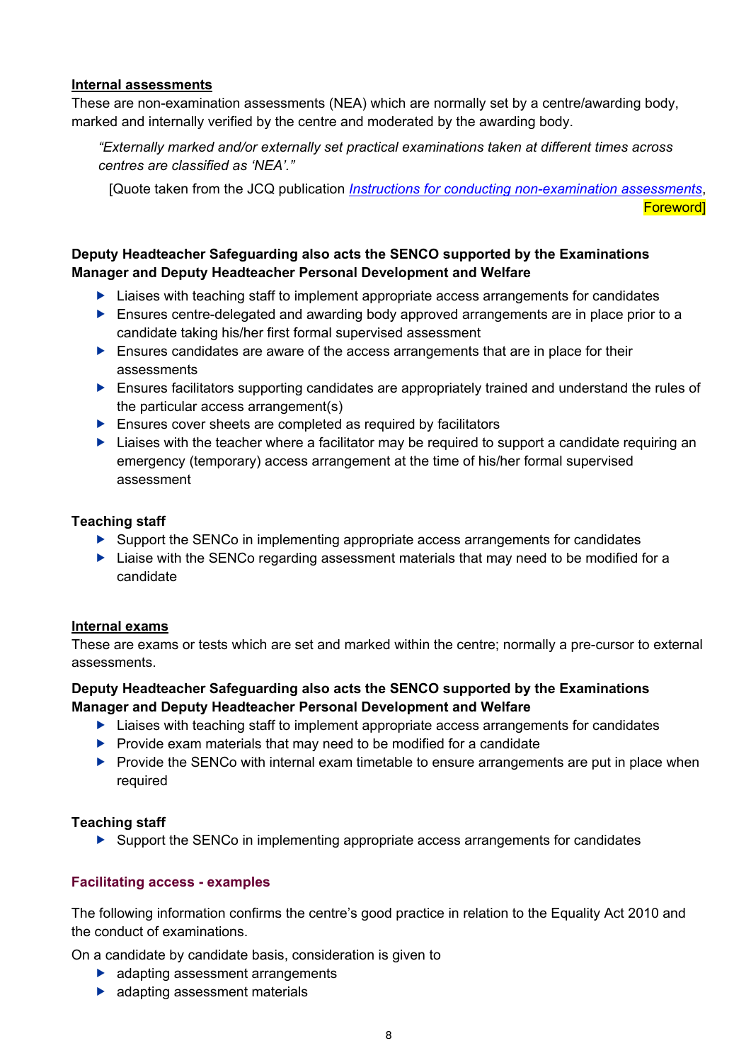**Internal assessments**

These are non-examination assessments (NEA) which are normally set by a centre/awarding body, marked and internally verified by the centre and moderated by the awarding body.

> *"Externally marked and/or externally set practical examinations taken at different times across centres are classified as 'NEA'."*
>
> [Quote taken from the JCQ publication *Instructions for conducting non-examination assessments*, Foreword]

**Deputy Headteacher Safeguarding also acts the SENCO supported by the Examinations Manager and Deputy Headteacher Personal Development and Welfare**

- Liaises with teaching staff to implement appropriate access arrangements for candidates
- Ensures centre-delegated and awarding body approved arrangements are in place prior to a candidate taking his/her first formal supervised assessment
- Ensures candidates are aware of the access arrangements that are in place for their assessments
- Ensures facilitators supporting candidates are appropriately trained and understand the rules of the particular access arrangement(s)
- Ensures cover sheets are completed as required by facilitators
- Liaises with the teacher where a facilitator may be required to support a candidate requiring an emergency (temporary) access arrangement at the time of his/her formal supervised assessment

**Teaching staff**

- Support the SENCo in implementing appropriate access arrangements for candidates
- Liaise with the SENCo regarding assessment materials that may need to be modified for a candidate

**Internal exams**

These are exams or tests which are set and marked within the centre; normally a pre-cursor to external assessments.

**Deputy Headteacher Safeguarding also acts the SENCO supported by the Examinations Manager and Deputy Headteacher Personal Development and Welfare**

- Liaises with teaching staff to implement appropriate access arrangements for candidates
- Provide exam materials that may need to be modified for a candidate
- Provide the SENCo with internal exam timetable to ensure arrangements are put in place when required

**Teaching staff**

- Support the SENCo in implementing appropriate access arrangements for candidates

### Facilitating access - examples

The following information confirms the centre's good practice in relation to the Equality Act 2010 and the conduct of examinations.

On a candidate by candidate basis, consideration is given to

- adapting assessment arrangements
- adapting assessment materials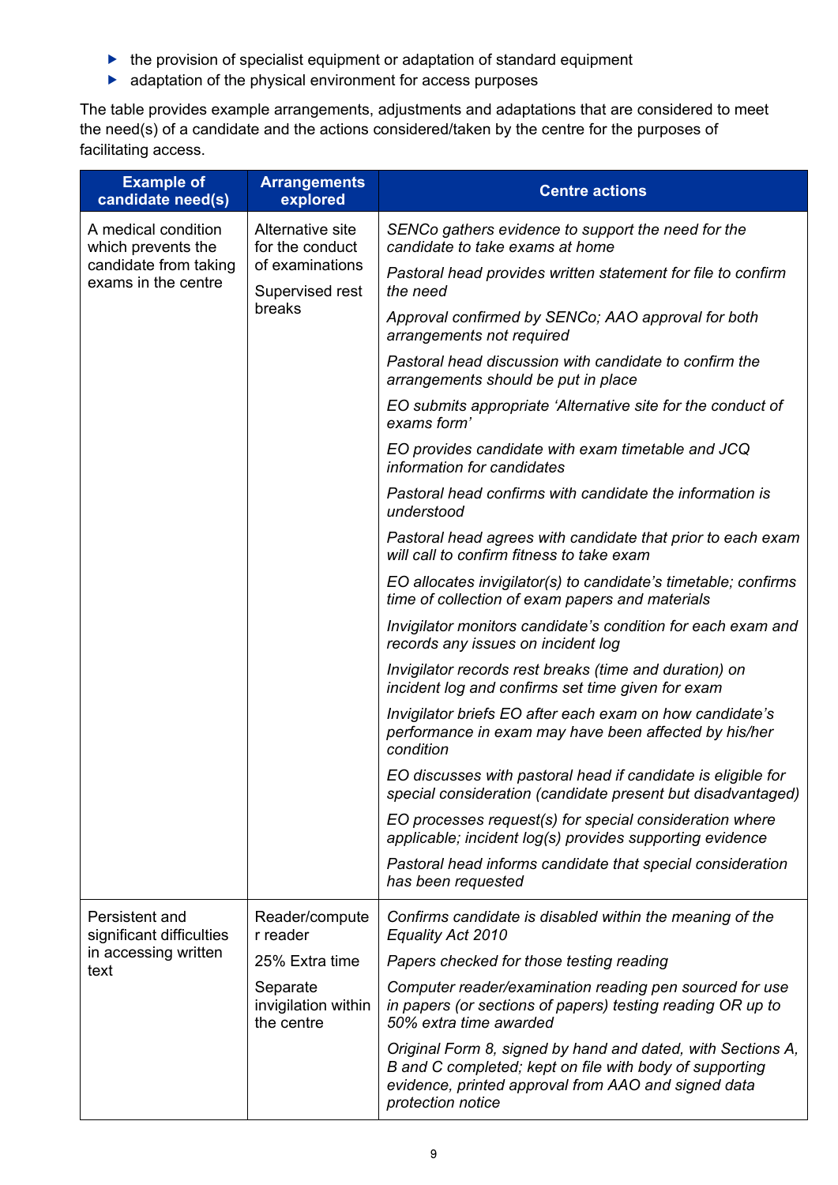- the provision of specialist equipment or adaptation of standard equipment
- adaptation of the physical environment for access purposes

The table provides example arrangements, adjustments and adaptations that are considered to meet the need(s) of a candidate and the actions considered/taken by the centre for the purposes of facilitating access.

| Example of candidate need(s) | Arrangements explored | Centre actions |
|---|---|---|
| A medical condition which prevents the candidate from taking exams in the centre | Alternative site for the conduct of examinations<br><br>Supervised rest breaks | *SENCo gathers evidence to support the need for the candidate to take exams at home*<br><br>*Pastoral head provides written statement for file to confirm the need*<br><br>*Approval confirmed by SENCo; AAO approval for both arrangements not required*<br><br>*Pastoral head discussion with candidate to confirm the arrangements should be put in place*<br><br>*EO submits appropriate 'Alternative site for the conduct of exams form'*<br><br>*EO provides candidate with exam timetable and JCQ information for candidates*<br><br>*Pastoral head confirms with candidate the information is understood*<br><br>*Pastoral head agrees with candidate that prior to each exam will call to confirm fitness to take exam*<br><br>*EO allocates invigilator(s) to candidate's timetable; confirms time of collection of exam papers and materials*<br><br>*Invigilator monitors candidate's condition for each exam and records any issues on incident log*<br><br>*Invigilator records rest breaks (time and duration) on incident log and confirms set time given for exam*<br><br>*Invigilator briefs EO after each exam on how candidate's performance in exam may have been affected by his/her condition*<br><br>*EO discusses with pastoral head if candidate is eligible for special consideration (candidate present but disadvantaged)*<br><br>*EO processes request(s) for special consideration where applicable; incident log(s) provides supporting evidence*<br><br>*Pastoral head informs candidate that special consideration has been requested* |
| Persistent and significant difficulties in accessing written text | Reader/computer reader<br><br>25% Extra time<br><br>Separate invigilation within the centre | *Confirms candidate is disabled within the meaning of the Equality Act 2010*<br><br>*Papers checked for those testing reading*<br><br>*Computer reader/examination reading pen sourced for use in papers (or sections of papers) testing reading OR up to 50% extra time awarded*<br><br>*Original Form 8, signed by hand and dated, with Sections A, B and C completed; kept on file with body of supporting evidence, printed approval from AAO and signed data protection notice* |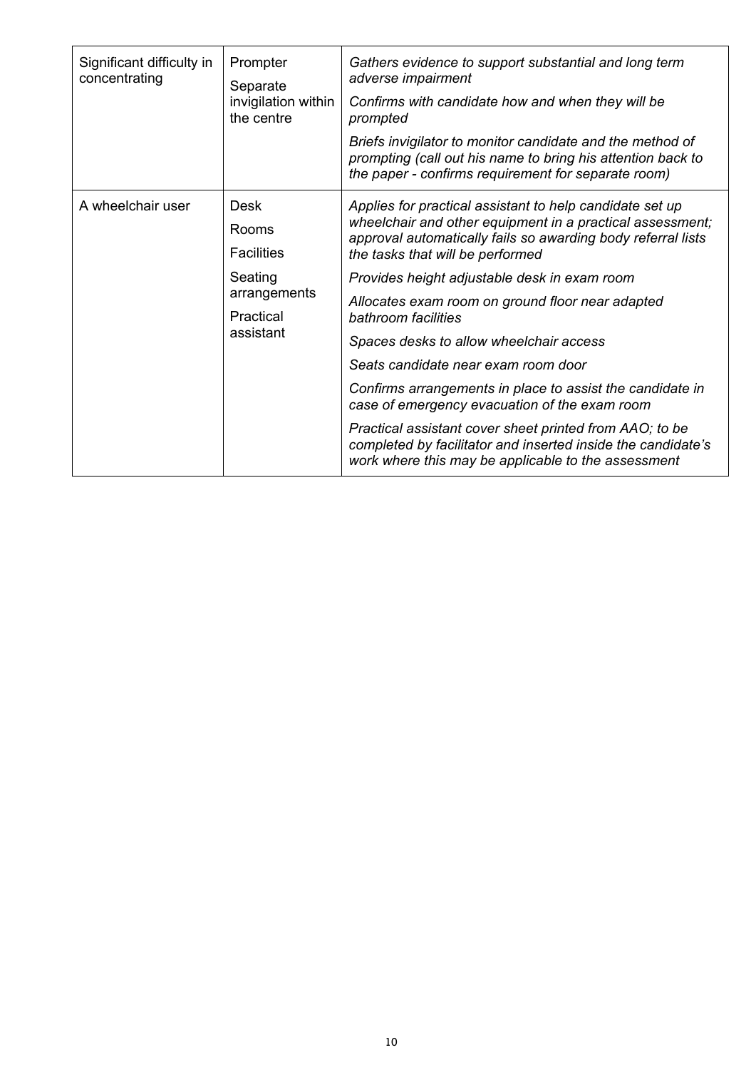| | | |
|---|---|---|
| Significant difficulty in concentrating | Prompter<br>Separate invigilation within the centre | *Gathers evidence to support substantial and long term adverse impairment*<br>*Confirms with candidate how and when they will be prompted*<br>*Briefs invigilator to monitor candidate and the method of prompting (call out his name to bring his attention back to the paper - confirms requirement for separate room)* |
| A wheelchair user | Desk<br>Rooms<br>Facilities<br>Seating arrangements<br>Practical assistant | *Applies for practical assistant to help candidate set up wheelchair and other equipment in a practical assessment; approval automatically fails so awarding body referral lists the tasks that will be performed*<br>*Provides height adjustable desk in exam room*<br>*Allocates exam room on ground floor near adapted bathroom facilities*<br>*Spaces desks to allow wheelchair access*<br>*Seats candidate near exam room door*<br>*Confirms arrangements in place to assist the candidate in case of emergency evacuation of the exam room*<br>*Practical assistant cover sheet printed from AAO; to be completed by facilitator and inserted inside the candidate's work where this may be applicable to the assessment* |